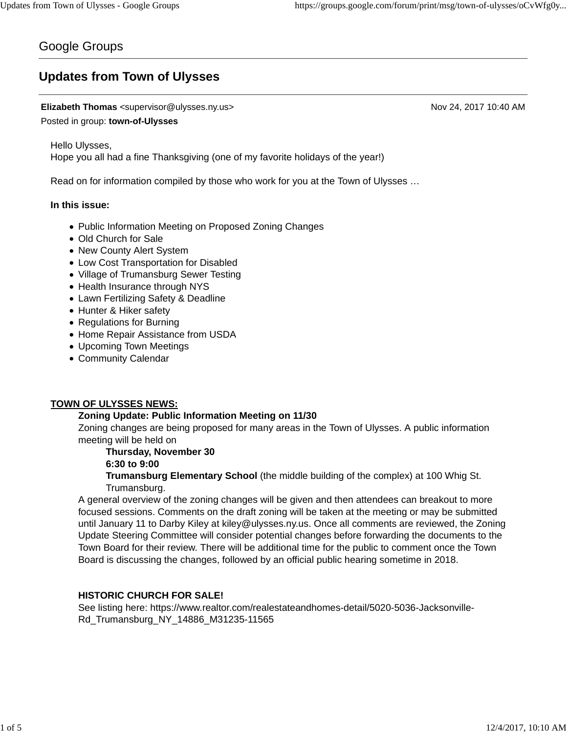Google Groups

# Updates from Town of Ulysses

**Elizabeth Thomas** <supervisor@ulysses.ny.us> Nov 24, 2017 10:40 AM

Posted in group: **town-of-Ulysses**

Hello Ulysses,
Hope you all had a fine Thanksgiving (one of my favorite holidays of the year!)

Read on for information compiled by those who work for you at the Town of Ulysses …

**In this issue:**

- Public Information Meeting on Proposed Zoning Changes
- Old Church for Sale
- New County Alert System
- Low Cost Transportation for Disabled
- Village of Trumansburg Sewer Testing
- Health Insurance through NYS
- Lawn Fertilizing Safety & Deadline
- Hunter & Hiker safety
- Regulations for Burning
- Home Repair Assistance from USDA
- Upcoming Town Meetings
- Community Calendar

**TOWN OF ULYSSES NEWS:**

**Zoning Update: Public Information Meeting on 11/30**

Zoning changes are being proposed for many areas in the Town of Ulysses. A public information meeting will be held on

**Thursday, November 30**
**6:30 to 9:00**
**Trumansburg Elementary School** (the middle building of the complex) at 100 Whig St. Trumansburg.

A general overview of the zoning changes will be given and then attendees can breakout to more focused sessions. Comments on the draft zoning will be taken at the meeting or may be submitted until January 11 to Darby Kiley at kiley@ulysses.ny.us. Once all comments are reviewed, the Zoning Update Steering Committee will consider potential changes before forwarding the documents to the Town Board for their review. There will be additional time for the public to comment once the Town Board is discussing the changes, followed by an official public hearing sometime in 2018.

**HISTORIC CHURCH FOR SALE!**

See listing here: https://www.realtor.com/realestateandhomes-detail/5020-5036-Jacksonville-Rd_Trumansburg_NY_14886_M31235-11565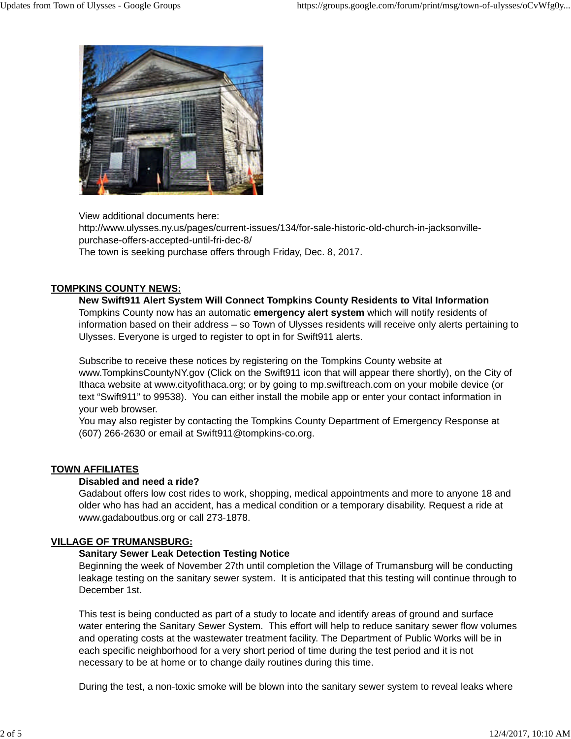View additional documents here:
http://www.ulysses.ny.us/pages/current-issues/134/for-sale-historic-old-church-in-jacksonville-purchase-offers-accepted-until-fri-dec-8/
The town is seeking purchase offers through Friday, Dec. 8, 2017.

## TOMPKINS COUNTY NEWS:

**New Swift911 Alert System Will Connect Tompkins County Residents to Vital Information**
Tompkins County now has an automatic **emergency alert system** which will notify residents of information based on their address – so Town of Ulysses residents will receive only alerts pertaining to Ulysses. Everyone is urged to register to opt in for Swift911 alerts.

Subscribe to receive these notices by registering on the Tompkins County website at www.TompkinsCountyNY.gov (Click on the Swift911 icon that will appear there shortly), on the City of Ithaca website at www.cityofithaca.org; or by going to mp.swiftreach.com on your mobile device (or text "Swift911" to 99538). You can either install the mobile app or enter your contact information in your web browser.
You may also register by contacting the Tompkins County Department of Emergency Response at (607) 266-2630 or email at Swift911@tompkins-co.org.

## TOWN AFFILIATES

**Disabled and need a ride?**
Gadabout offers low cost rides to work, shopping, medical appointments and more to anyone 18 and older who has had an accident, has a medical condition or a temporary disability. Request a ride at www.gadaboutbus.org or call 273-1878.

## VILLAGE OF TRUMANSBURG:

**Sanitary Sewer Leak Detection Testing Notice**
Beginning the week of November 27th until completion the Village of Trumansburg will be conducting leakage testing on the sanitary sewer system. It is anticipated that this testing will continue through to December 1st.

This test is being conducted as part of a study to locate and identify areas of ground and surface water entering the Sanitary Sewer System. This effort will help to reduce sanitary sewer flow volumes and operating costs at the wastewater treatment facility. The Department of Public Works will be in each specific neighborhood for a very short period of time during the test period and it is not necessary to be at home or to change daily routines during this time.

During the test, a non-toxic smoke will be blown into the sanitary sewer system to reveal leaks where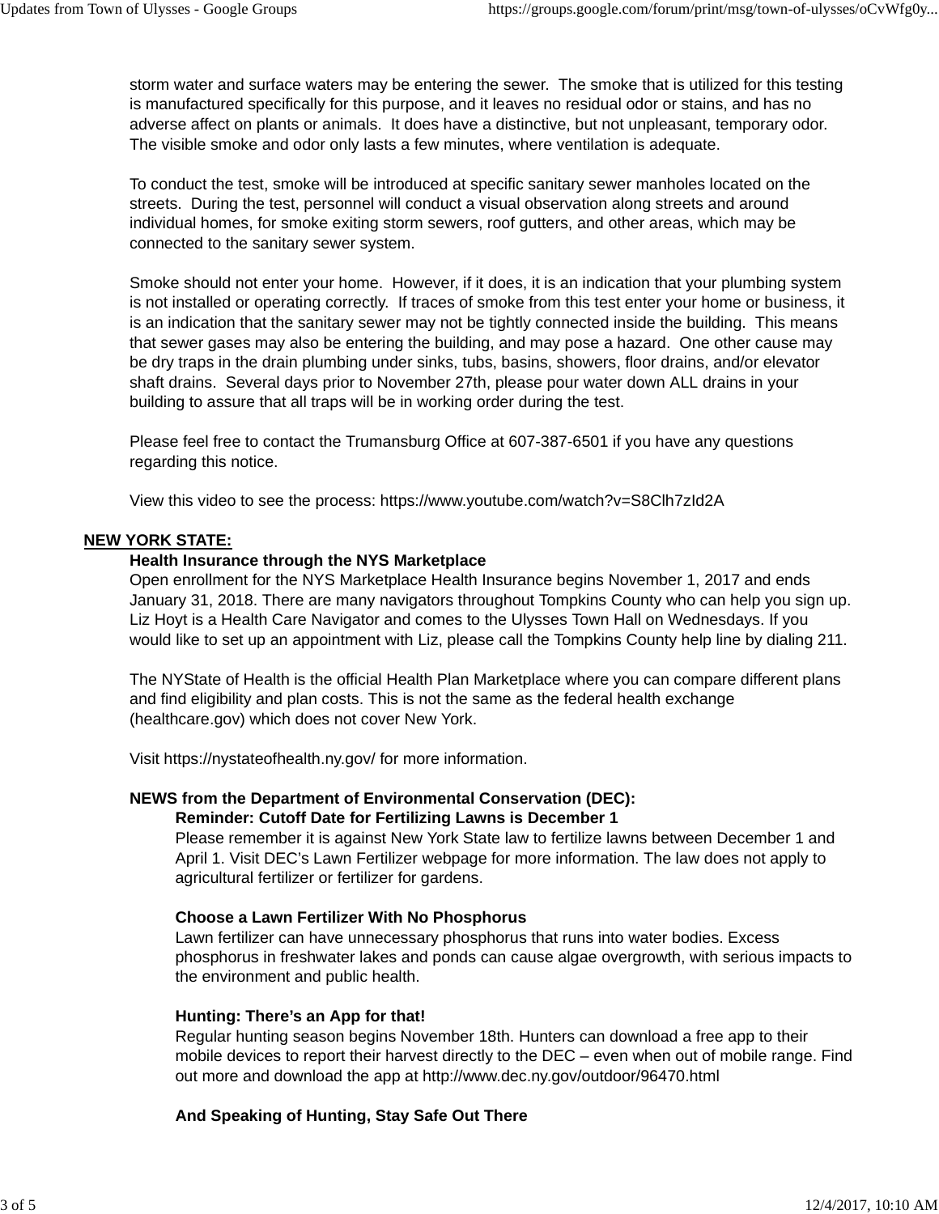storm water and surface waters may be entering the sewer.  The smoke that is utilized for this testing is manufactured specifically for this purpose, and it leaves no residual odor or stains, and has no adverse affect on plants or animals.  It does have a distinctive, but not unpleasant, temporary odor. The visible smoke and odor only lasts a few minutes, where ventilation is adequate.

To conduct the test, smoke will be introduced at specific sanitary sewer manholes located on the streets.  During the test, personnel will conduct a visual observation along streets and around individual homes, for smoke exiting storm sewers, roof gutters, and other areas, which may be connected to the sanitary sewer system.

Smoke should not enter your home.  However, if it does, it is an indication that your plumbing system is not installed or operating correctly.  If traces of smoke from this test enter your home or business, it is an indication that the sanitary sewer may not be tightly connected inside the building.  This means that sewer gases may also be entering the building, and may pose a hazard.  One other cause may be dry traps in the drain plumbing under sinks, tubs, basins, showers, floor drains, and/or elevator shaft drains.  Several days prior to November 27th, please pour water down ALL drains in your building to assure that all traps will be in working order during the test.

Please feel free to contact the Trumansburg Office at 607-387-6501 if you have any questions regarding this notice.

View this video to see the process: https://www.youtube.com/watch?v=S8Clh7zId2A

## NEW YORK STATE:

### Health Insurance through the NYS Marketplace

Open enrollment for the NYS Marketplace Health Insurance begins November 1, 2017 and ends January 31, 2018. There are many navigators throughout Tompkins County who can help you sign up. Liz Hoyt is a Health Care Navigator and comes to the Ulysses Town Hall on Wednesdays. If you would like to set up an appointment with Liz, please call the Tompkins County help line by dialing 211.

The NYState of Health is the official Health Plan Marketplace where you can compare different plans and find eligibility and plan costs. This is not the same as the federal health exchange (healthcare.gov) which does not cover New York.

Visit https://nystateofhealth.ny.gov/ for more information.

### NEWS from the Department of Environmental Conservation (DEC):

#### Reminder: Cutoff Date for Fertilizing Lawns is December 1

Please remember it is against New York State law to fertilize lawns between December 1 and April 1. Visit DEC's Lawn Fertilizer webpage for more information. The law does not apply to agricultural fertilizer or fertilizer for gardens.

#### Choose a Lawn Fertilizer With No Phosphorus

Lawn fertilizer can have unnecessary phosphorus that runs into water bodies. Excess phosphorus in freshwater lakes and ponds can cause algae overgrowth, with serious impacts to the environment and public health.

#### Hunting: There's an App for that!

Regular hunting season begins November 18th. Hunters can download a free app to their mobile devices to report their harvest directly to the DEC – even when out of mobile range. Find out more and download the app at http://www.dec.ny.gov/outdoor/96470.html

#### And Speaking of Hunting, Stay Safe Out There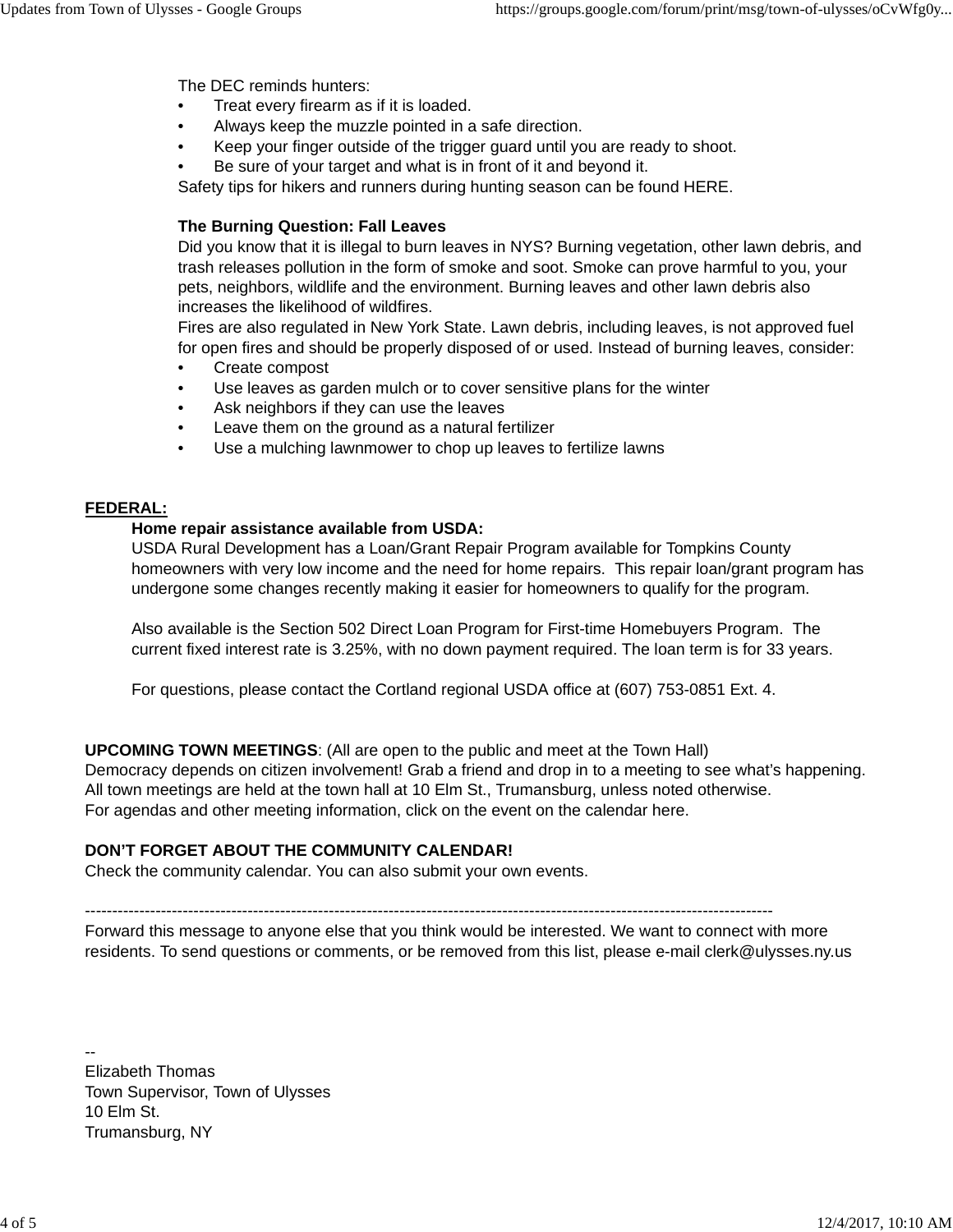The DEC reminds hunters:

- Treat every firearm as if it is loaded.
- Always keep the muzzle pointed in a safe direction.
- Keep your finger outside of the trigger guard until you are ready to shoot.
- Be sure of your target and what is in front of it and beyond it.

Safety tips for hikers and runners during hunting season can be found HERE.

**The Burning Question: Fall Leaves**

Did you know that it is illegal to burn leaves in NYS? Burning vegetation, other lawn debris, and trash releases pollution in the form of smoke and soot. Smoke can prove harmful to you, your pets, neighbors, wildlife and the environment. Burning leaves and other lawn debris also increases the likelihood of wildfires.

Fires are also regulated in New York State. Lawn debris, including leaves, is not approved fuel for open fires and should be properly disposed of or used. Instead of burning leaves, consider:

- Create compost
- Use leaves as garden mulch or to cover sensitive plans for the winter
- Ask neighbors if they can use the leaves
- Leave them on the ground as a natural fertilizer
- Use a mulching lawnmower to chop up leaves to fertilize lawns

**FEDERAL:**

**Home repair assistance available from USDA:**

USDA Rural Development has a Loan/Grant Repair Program available for Tompkins County homeowners with very low income and the need for home repairs. This repair loan/grant program has undergone some changes recently making it easier for homeowners to qualify for the program.

Also available is the Section 502 Direct Loan Program for First-time Homebuyers Program. The current fixed interest rate is 3.25%, with no down payment required. The loan term is for 33 years.

For questions, please contact the Cortland regional USDA office at (607) 753-0851 Ext. 4.

**UPCOMING TOWN MEETINGS**: (All are open to the public and meet at the Town Hall)

Democracy depends on citizen involvement! Grab a friend and drop in to a meeting to see what's happening.
All town meetings are held at the town hall at 10 Elm St., Trumansburg, unless noted otherwise.
For agendas and other meeting information, click on the event on the calendar here.

**DON'T FORGET ABOUT THE COMMUNITY CALENDAR!**

Check the community calendar. You can also submit your own events.

---

Forward this message to anyone else that you think would be interested. We want to connect with more residents. To send questions or comments, or be removed from this list, please e-mail clerk@ulysses.ny.us

--
Elizabeth Thomas
Town Supervisor, Town of Ulysses
10 Elm St.
Trumansburg, NY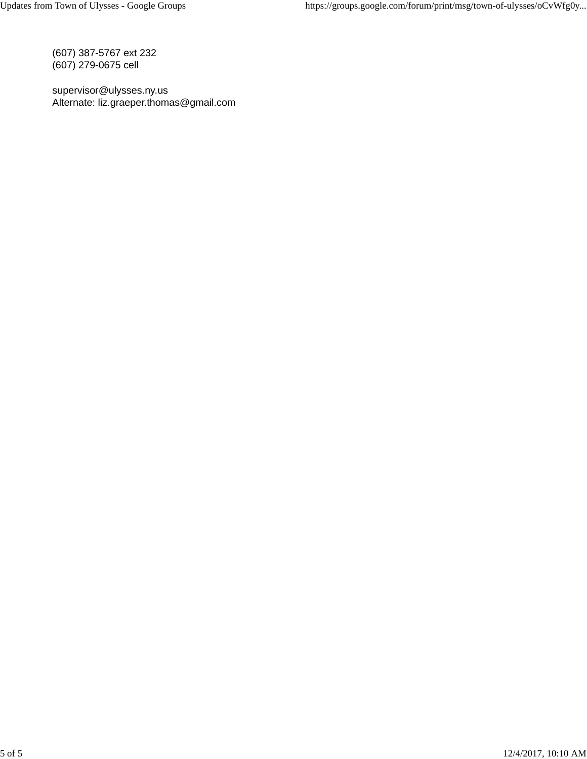(607) 387-5767 ext 232
(607) 279-0675 cell

supervisor@ulysses.ny.us
Alternate: liz.graeper.thomas@gmail.com